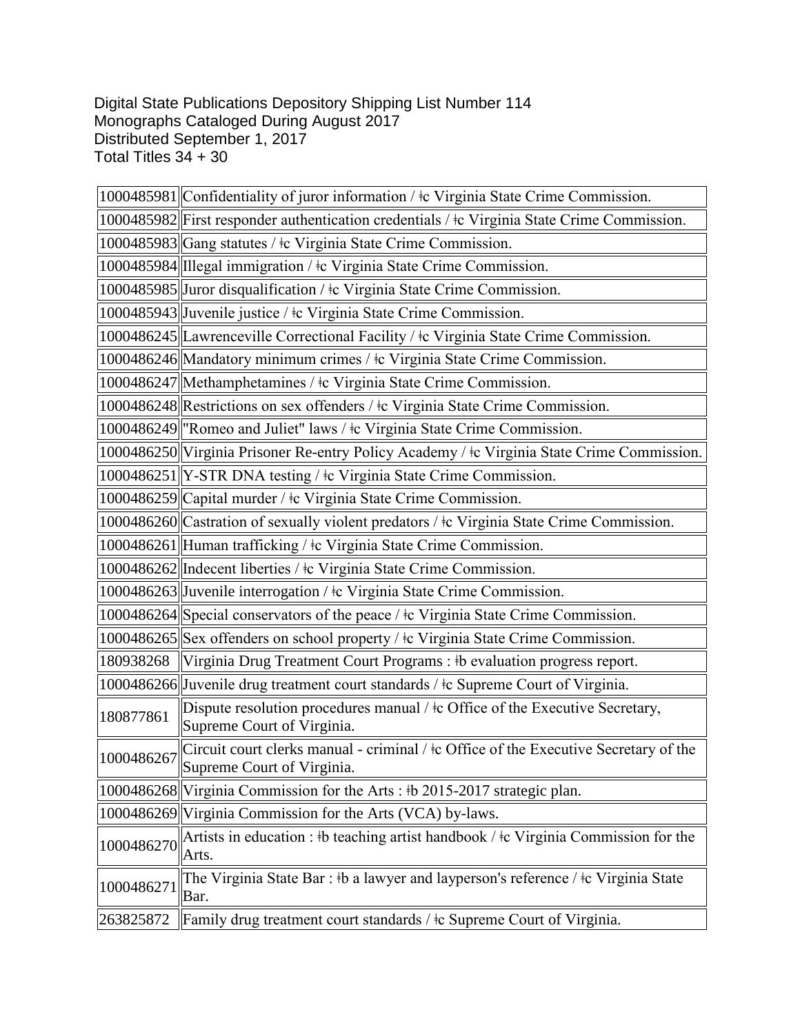Digital State Publications Depository Shipping List Number 114
Monographs Cataloged During August 2017
Distributed September 1, 2017
Total Titles 34 + 30

| | |
|---|---|
| 1000485981 | Confidentiality of juror information / ǂc Virginia State Crime Commission. |
| 1000485982 | First responder authentication credentials / ǂc Virginia State Crime Commission. |
| 1000485983 | Gang statutes / ǂc Virginia State Crime Commission. |
| 1000485984 | Illegal immigration / ǂc Virginia State Crime Commission. |
| 1000485985 | Juror disqualification / ǂc Virginia State Crime Commission. |
| 1000485943 | Juvenile justice / ǂc Virginia State Crime Commission. |
| 1000486245 | Lawrenceville Correctional Facility / ǂc Virginia State Crime Commission. |
| 1000486246 | Mandatory minimum crimes / ǂc Virginia State Crime Commission. |
| 1000486247 | Methamphetamines / ǂc Virginia State Crime Commission. |
| 1000486248 | Restrictions on sex offenders / ǂc Virginia State Crime Commission. |
| 1000486249 | "Romeo and Juliet" laws / ǂc Virginia State Crime Commission. |
| 1000486250 | Virginia Prisoner Re-entry Policy Academy / ǂc Virginia State Crime Commission. |
| 1000486251 | Y-STR DNA testing / ǂc Virginia State Crime Commission. |
| 1000486259 | Capital murder / ǂc Virginia State Crime Commission. |
| 1000486260 | Castration of sexually violent predators / ǂc Virginia State Crime Commission. |
| 1000486261 | Human trafficking / ǂc Virginia State Crime Commission. |
| 1000486262 | Indecent liberties / ǂc Virginia State Crime Commission. |
| 1000486263 | Juvenile interrogation / ǂc Virginia State Crime Commission. |
| 1000486264 | Special conservators of the peace / ǂc Virginia State Crime Commission. |
| 1000486265 | Sex offenders on school property / ǂc Virginia State Crime Commission. |
| 180938268 | Virginia Drug Treatment Court Programs : ǂb evaluation progress report. |
| 1000486266 | Juvenile drug treatment court standards / ǂc Supreme Court of Virginia. |
| 180877861 | Dispute resolution procedures manual / ǂc Office of the Executive Secretary, Supreme Court of Virginia. |
| 1000486267 | Circuit court clerks manual - criminal / ǂc Office of the Executive Secretary of the Supreme Court of Virginia. |
| 1000486268 | Virginia Commission for the Arts : ǂb 2015-2017 strategic plan. |
| 1000486269 | Virginia Commission for the Arts (VCA) by-laws. |
| 1000486270 | Artists in education : ǂb teaching artist handbook / ǂc Virginia Commission for the Arts. |
| 1000486271 | The Virginia State Bar : ǂb a lawyer and layperson's reference / ǂc Virginia State Bar. |
| 263825872 | Family drug treatment court standards / ǂc Supreme Court of Virginia. |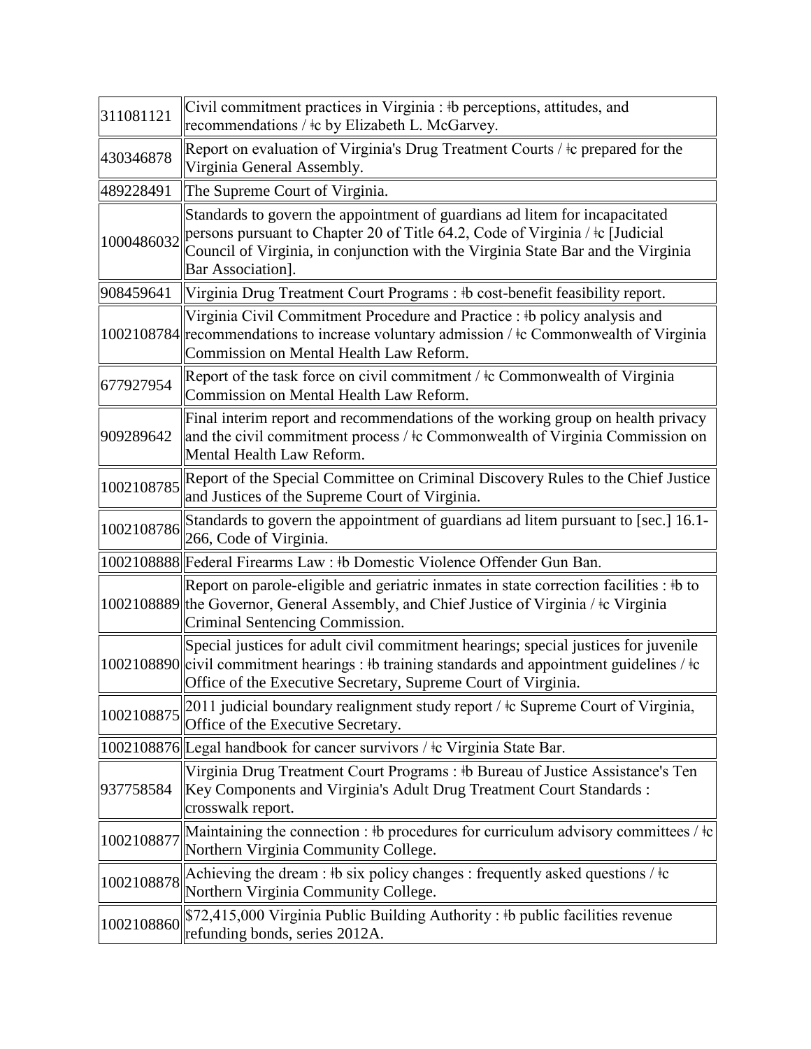| | |
|---|---|
| 311081121 | Civil commitment practices in Virginia : ǂb perceptions, attitudes, and recommendations / ǂc by Elizabeth L. McGarvey. |
| 430346878 | Report on evaluation of Virginia's Drug Treatment Courts / ǂc prepared for the Virginia General Assembly. |
| 489228491 | The Supreme Court of Virginia. |
| 1000486032 | Standards to govern the appointment of guardians ad litem for incapacitated persons pursuant to Chapter 20 of Title 64.2, Code of Virginia / ǂc [Judicial Council of Virginia, in conjunction with the Virginia State Bar and the Virginia Bar Association]. |
| 908459641 | Virginia Drug Treatment Court Programs : ǂb cost-benefit feasibility report. |
| 1002108784 | Virginia Civil Commitment Procedure and Practice : ǂb policy analysis and recommendations to increase voluntary admission / ǂc Commonwealth of Virginia Commission on Mental Health Law Reform. |
| 677927954 | Report of the task force on civil commitment / ǂc Commonwealth of Virginia Commission on Mental Health Law Reform. |
| 909289642 | Final interim report and recommendations of the working group on health privacy and the civil commitment process / ǂc Commonwealth of Virginia Commission on Mental Health Law Reform. |
| 1002108785 | Report of the Special Committee on Criminal Discovery Rules to the Chief Justice and Justices of the Supreme Court of Virginia. |
| 1002108786 | Standards to govern the appointment of guardians ad litem pursuant to [sec.] 16.1-266, Code of Virginia. |
| 1002108888 | Federal Firearms Law : ǂb Domestic Violence Offender Gun Ban. |
| 1002108889 | Report on parole-eligible and geriatric inmates in state correction facilities : ǂb to the Governor, General Assembly, and Chief Justice of Virginia / ǂc Virginia Criminal Sentencing Commission. |
| 1002108890 | Special justices for adult civil commitment hearings; special justices for juvenile civil commitment hearings : ǂb training standards and appointment guidelines / ǂc Office of the Executive Secretary, Supreme Court of Virginia. |
| 1002108875 | 2011 judicial boundary realignment study report / ǂc Supreme Court of Virginia, Office of the Executive Secretary. |
| 1002108876 | Legal handbook for cancer survivors / ǂc Virginia State Bar. |
| 937758584 | Virginia Drug Treatment Court Programs : ǂb Bureau of Justice Assistance's Ten Key Components and Virginia's Adult Drug Treatment Court Standards : crosswalk report. |
| 1002108877 | Maintaining the connection : ǂb procedures for curriculum advisory committees / ǂc Northern Virginia Community College. |
| 1002108878 | Achieving the dream : ǂb six policy changes : frequently asked questions / ǂc Northern Virginia Community College. |
| 1002108860 | $72,415,000 Virginia Public Building Authority : ǂb public facilities revenue refunding bonds, series 2012A. |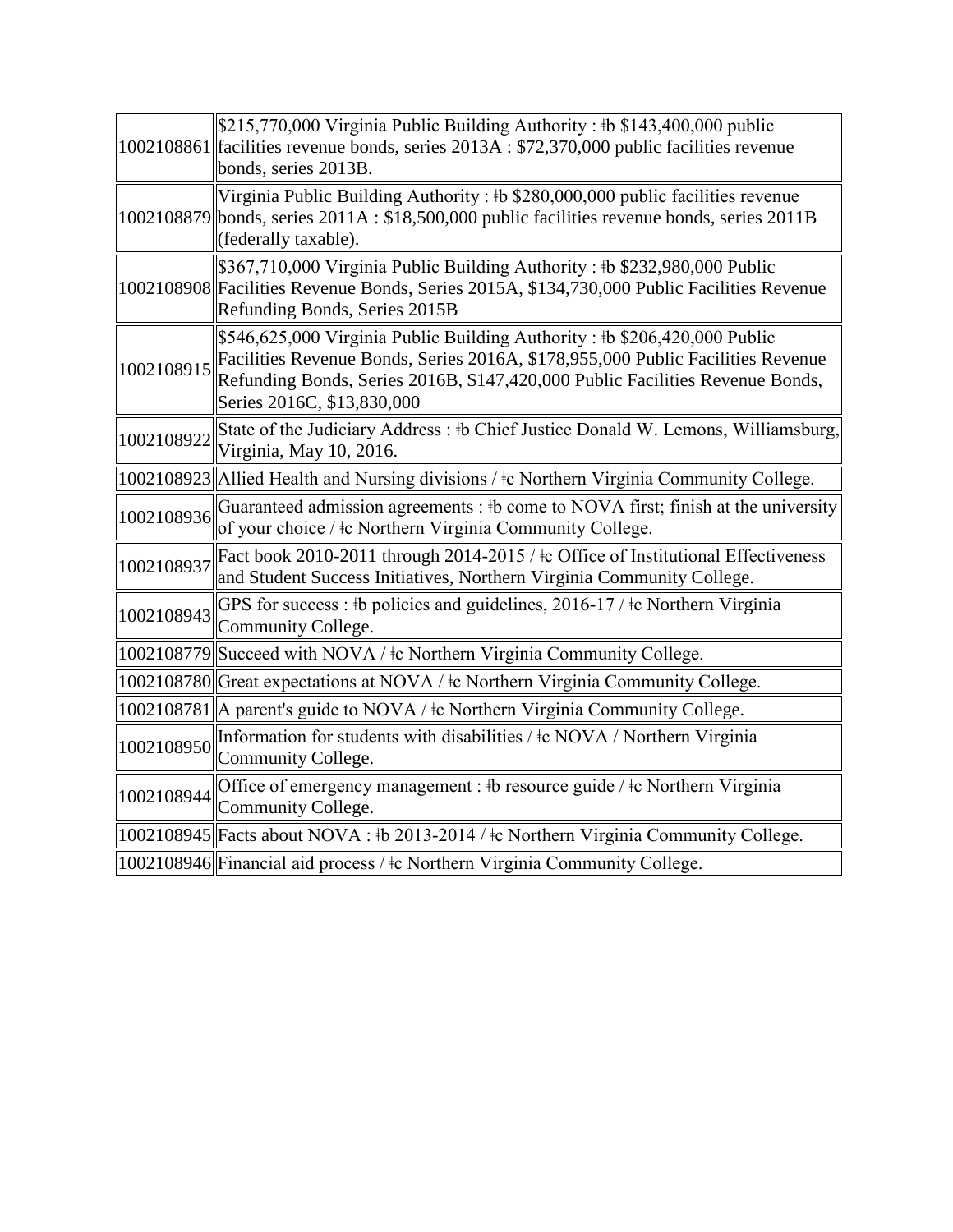| | |
|---|---|
| 1002108861 | $215,770,000 Virginia Public Building Authority : ǂb $143,400,000 public facilities revenue bonds, series 2013A : $72,370,000 public facilities revenue bonds, series 2013B. |
| 1002108879 | Virginia Public Building Authority : ǂb $280,000,000 public facilities revenue bonds, series 2011A : $18,500,000 public facilities revenue bonds, series 2011B (federally taxable). |
| 1002108908 | $367,710,000 Virginia Public Building Authority : ǂb $232,980,000 Public Facilities Revenue Bonds, Series 2015A, $134,730,000 Public Facilities Revenue Refunding Bonds, Series 2015B |
| 1002108915 | $546,625,000 Virginia Public Building Authority : ǂb $206,420,000 Public Facilities Revenue Bonds, Series 2016A, $178,955,000 Public Facilities Revenue Refunding Bonds, Series 2016B, $147,420,000 Public Facilities Revenue Bonds, Series 2016C, $13,830,000 |
| 1002108922 | State of the Judiciary Address : ǂb Chief Justice Donald W. Lemons, Williamsburg, Virginia, May 10, 2016. |
| 1002108923 | Allied Health and Nursing divisions / ǂc Northern Virginia Community College. |
| 1002108936 | Guaranteed admission agreements : ǂb come to NOVA first; finish at the university of your choice / ǂc Northern Virginia Community College. |
| 1002108937 | Fact book 2010-2011 through 2014-2015 / ǂc Office of Institutional Effectiveness and Student Success Initiatives, Northern Virginia Community College. |
| 1002108943 | GPS for success : ǂb policies and guidelines, 2016-17 / ǂc Northern Virginia Community College. |
| 1002108779 | Succeed with NOVA / ǂc Northern Virginia Community College. |
| 1002108780 | Great expectations at NOVA / ǂc Northern Virginia Community College. |
| 1002108781 | A parent's guide to NOVA / ǂc Northern Virginia Community College. |
| 1002108950 | Information for students with disabilities / ǂc NOVA / Northern Virginia Community College. |
| 1002108944 | Office of emergency management : ǂb resource guide / ǂc Northern Virginia Community College. |
| 1002108945 | Facts about NOVA : ǂb 2013-2014 / ǂc Northern Virginia Community College. |
| 1002108946 | Financial aid process / ǂc Northern Virginia Community College. |